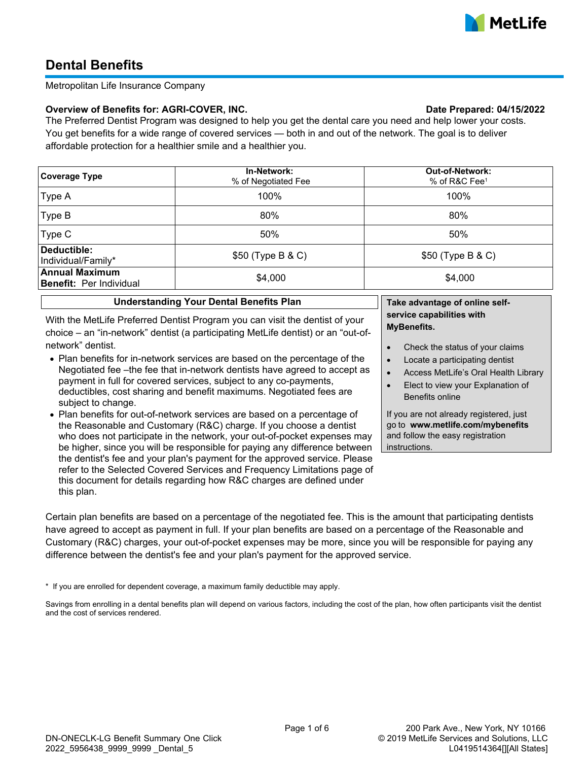# Dental Benefits

Metropolitan Life Insurance Company

**Overview of Benefits for: AGRI-COVER, INC.** **Date Prepared: 04/15/2022**

The Preferred Dentist Program was designed to help you get the dental care you need and help lower your costs. You get benefits for a wide range of covered services — both in and out of the network. The goal is to deliver affordable protection for a healthier smile and a healthier you.

| **Coverage Type** | **In-Network:** % of Negotiated Fee | **Out-of-Network:** % of R&C Fee[1] |
|---|---|---|
| Type A | 100% | 100% |
| Type B | 80% | 80% |
| Type C | 50% | 50% |
| **Deductible:** Individual/Family* | $50 (Type B & C) | $50 (Type B & C) |
| **Annual Maximum Benefit:** Per Individual | $4,000 | $4,000 |

## Understanding Your Dental Benefits Plan

With the MetLife Preferred Dentist Program you can visit the dentist of your choice – an "in-network" dentist (a participating MetLife dentist) or an "out-of-network" dentist.

- Plan benefits for in-network services are based on the percentage of the Negotiated fee –the fee that in-network dentists have agreed to accept as payment in full for covered services, subject to any co-payments, deductibles, cost sharing and benefit maximums. Negotiated fees are subject to change.
- Plan benefits for out-of-network services are based on a percentage of the Reasonable and Customary (R&C) charge. If you choose a dentist who does not participate in the network, your out-of-pocket expenses may be higher, since you will be responsible for paying any difference between the dentist's fee and your plan's payment for the approved service. Please refer to the Selected Covered Services and Frequency Limitations page of this document for details regarding how R&C charges are defined under this plan.

**Take advantage of online self-service capabilities with MyBenefits.**

- Check the status of your claims
- Locate a participating dentist
- Access MetLife's Oral Health Library
- Elect to view your Explanation of Benefits online

If you are not already registered, just go to **www.metlife.com/mybenefits** and follow the easy registration instructions.

Certain plan benefits are based on a percentage of the negotiated fee. This is the amount that participating dentists have agreed to accept as payment in full. If your plan benefits are based on a percentage of the Reasonable and Customary (R&C) charges, your out-of-pocket expenses may be more, since you will be responsible for paying any difference between the dentist's fee and your plan's payment for the approved service.

\* If you are enrolled for dependent coverage, a maximum family deductible may apply.

Savings from enrolling in a dental benefits plan will depend on various factors, including the cost of the plan, how often participants visit the dentist and the cost of services rendered.

DN-ONECLK-LG Benefit Summary One Click
2022_5956438_9999_9999 _Dental_5

200 Park Ave., New York, NY 10166
© 2019 MetLife Services and Solutions, LLC
L0419514364[][All States]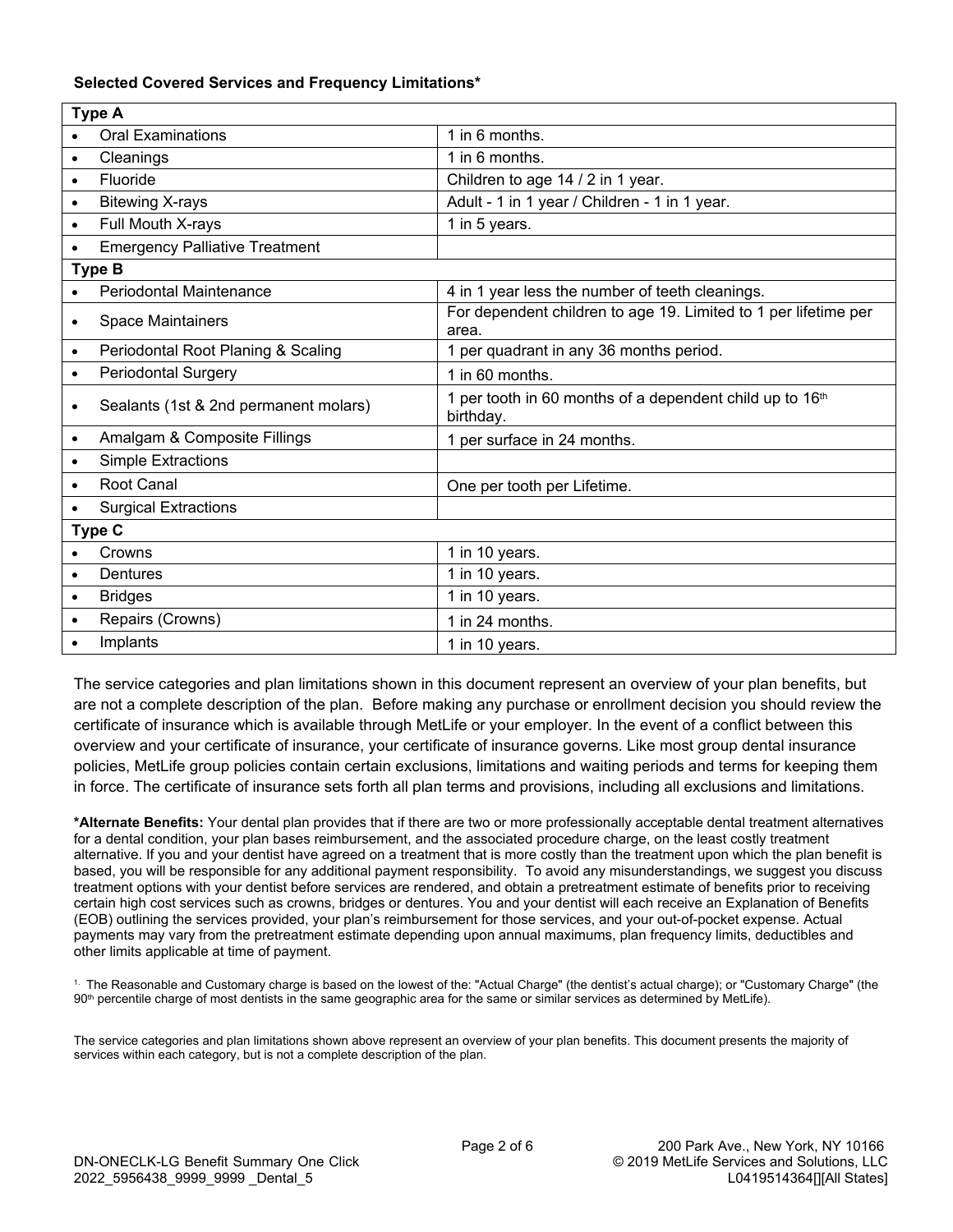**Selected Covered Services and Frequency Limitations***

| Type A | |
|---|---|
| • Oral Examinations | 1 in 6 months. |
| • Cleanings | 1 in 6 months. |
| • Fluoride | Children to age 14 / 2 in 1 year. |
| • Bitewing X-rays | Adult - 1 in 1 year / Children - 1 in 1 year. |
| • Full Mouth X-rays | 1 in 5 years. |
| • Emergency Palliative Treatment | |
| **Type B** | |
| • Periodontal Maintenance | 4 in 1 year less the number of teeth cleanings. |
| • Space Maintainers | For dependent children to age 19. Limited to 1 per lifetime per area. |
| • Periodontal Root Planing & Scaling | 1 per quadrant in any 36 months period. |
| • Periodontal Surgery | 1 in 60 months. |
| • Sealants (1st & 2nd permanent molars) | 1 per tooth in 60 months of a dependent child up to 16th birthday. |
| • Amalgam & Composite Fillings | 1 per surface in 24 months. |
| • Simple Extractions | |
| • Root Canal | One per tooth per Lifetime. |
| • Surgical Extractions | |
| **Type C** | |
| • Crowns | 1 in 10 years. |
| • Dentures | 1 in 10 years. |
| • Bridges | 1 in 10 years. |
| • Repairs (Crowns) | 1 in 24 months. |
| • Implants | 1 in 10 years. |

The service categories and plan limitations shown in this document represent an overview of your plan benefits, but are not a complete description of the plan. Before making any purchase or enrollment decision you should review the certificate of insurance which is available through MetLife or your employer. In the event of a conflict between this overview and your certificate of insurance, your certificate of insurance governs. Like most group dental insurance policies, MetLife group policies contain certain exclusions, limitations and waiting periods and terms for keeping them in force. The certificate of insurance sets forth all plan terms and provisions, including all exclusions and limitations.

***Alternate Benefits:** Your dental plan provides that if there are two or more professionally acceptable dental treatment alternatives for a dental condition, your plan bases reimbursement, and the associated procedure charge, on the least costly treatment alternative. If you and your dentist have agreed on a treatment that is more costly than the treatment upon which the plan benefit is based, you will be responsible for any additional payment responsibility. To avoid any misunderstandings, we suggest you discuss treatment options with your dentist before services are rendered, and obtain a pretreatment estimate of benefits prior to receiving certain high cost services such as crowns, bridges or dentures. You and your dentist will each receive an Explanation of Benefits (EOB) outlining the services provided, your plan's reimbursement for those services, and your out-of-pocket expense. Actual payments may vary from the pretreatment estimate depending upon annual maximums, plan frequency limits, deductibles and other limits applicable at time of payment.

[1] The Reasonable and Customary charge is based on the lowest of the: "Actual Charge" (the dentist's actual charge); or "Customary Charge" (the 90th percentile charge of most dentists in the same geographic area for the same or similar services as determined by MetLife).

The service categories and plan limitations shown above represent an overview of your plan benefits. This document presents the majority of services within each category, but is not a complete description of the plan.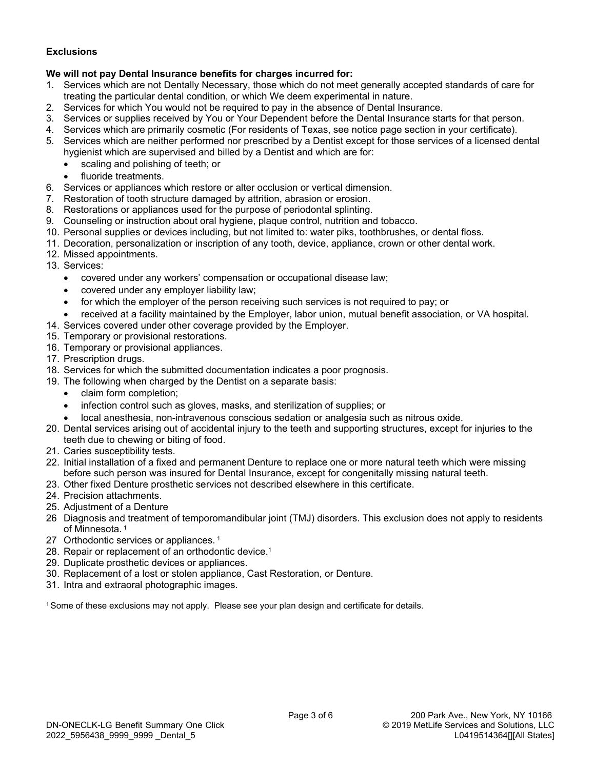**Exclusions**

**We will not pay Dental Insurance benefits for charges incurred for:**

1. Services which are not Dentally Necessary, those which do not meet generally accepted standards of care for treating the particular dental condition, or which We deem experimental in nature.
2. Services for which You would not be required to pay in the absence of Dental Insurance.
3. Services or supplies received by You or Your Dependent before the Dental Insurance starts for that person.
4. Services which are primarily cosmetic (For residents of Texas, see notice page section in your certificate).
5. Services which are neither performed nor prescribed by a Dentist except for those services of a licensed dental hygienist which are supervised and billed by a Dentist and which are for:
   - scaling and polishing of teeth; or
   - fluoride treatments.
6. Services or appliances which restore or alter occlusion or vertical dimension.
7. Restoration of tooth structure damaged by attrition, abrasion or erosion.
8. Restorations or appliances used for the purpose of periodontal splinting.
9. Counseling or instruction about oral hygiene, plaque control, nutrition and tobacco.
10. Personal supplies or devices including, but not limited to: water piks, toothbrushes, or dental floss.
11. Decoration, personalization or inscription of any tooth, device, appliance, crown or other dental work.
12. Missed appointments.
13. Services:
    - covered under any workers' compensation or occupational disease law;
    - covered under any employer liability law;
    - for which the employer of the person receiving such services is not required to pay; or
    - received at a facility maintained by the Employer, labor union, mutual benefit association, or VA hospital.
14. Services covered under other coverage provided by the Employer.
15. Temporary or provisional restorations.
16. Temporary or provisional appliances.
17. Prescription drugs.
18. Services for which the submitted documentation indicates a poor prognosis.
19. The following when charged by the Dentist on a separate basis:
    - claim form completion;
    - infection control such as gloves, masks, and sterilization of supplies; or
    - local anesthesia, non-intravenous conscious sedation or analgesia such as nitrous oxide.
20. Dental services arising out of accidental injury to the teeth and supporting structures, except for injuries to the teeth due to chewing or biting of food.
21. Caries susceptibility tests.
22. Initial installation of a fixed and permanent Denture to replace one or more natural teeth which were missing before such person was insured for Dental Insurance, except for congenitally missing natural teeth.
23. Other fixed Denture prosthetic services not described elsewhere in this certificate.
24. Precision attachments.
25. Adjustment of a Denture
26. Diagnosis and treatment of temporomandibular joint (TMJ) disorders. This exclusion does not apply to residents of Minnesota. [1]
27. Orthodontic services or appliances. [1]
28. Repair or replacement of an orthodontic device.[1]
29. Duplicate prosthetic devices or appliances.
30. Replacement of a lost or stolen appliance, Cast Restoration, or Denture.
31. Intra and extraoral photographic images.

[1] Some of these exclusions may not apply. Please see your plan design and certificate for details.

DN-ONECLK-LG Benefit Summary One Click
2022_5956438_9999_9999 _Dental_5

200 Park Ave., New York, NY 10166
© 2019 MetLife Services and Solutions, LLC
L0419514364[][All States]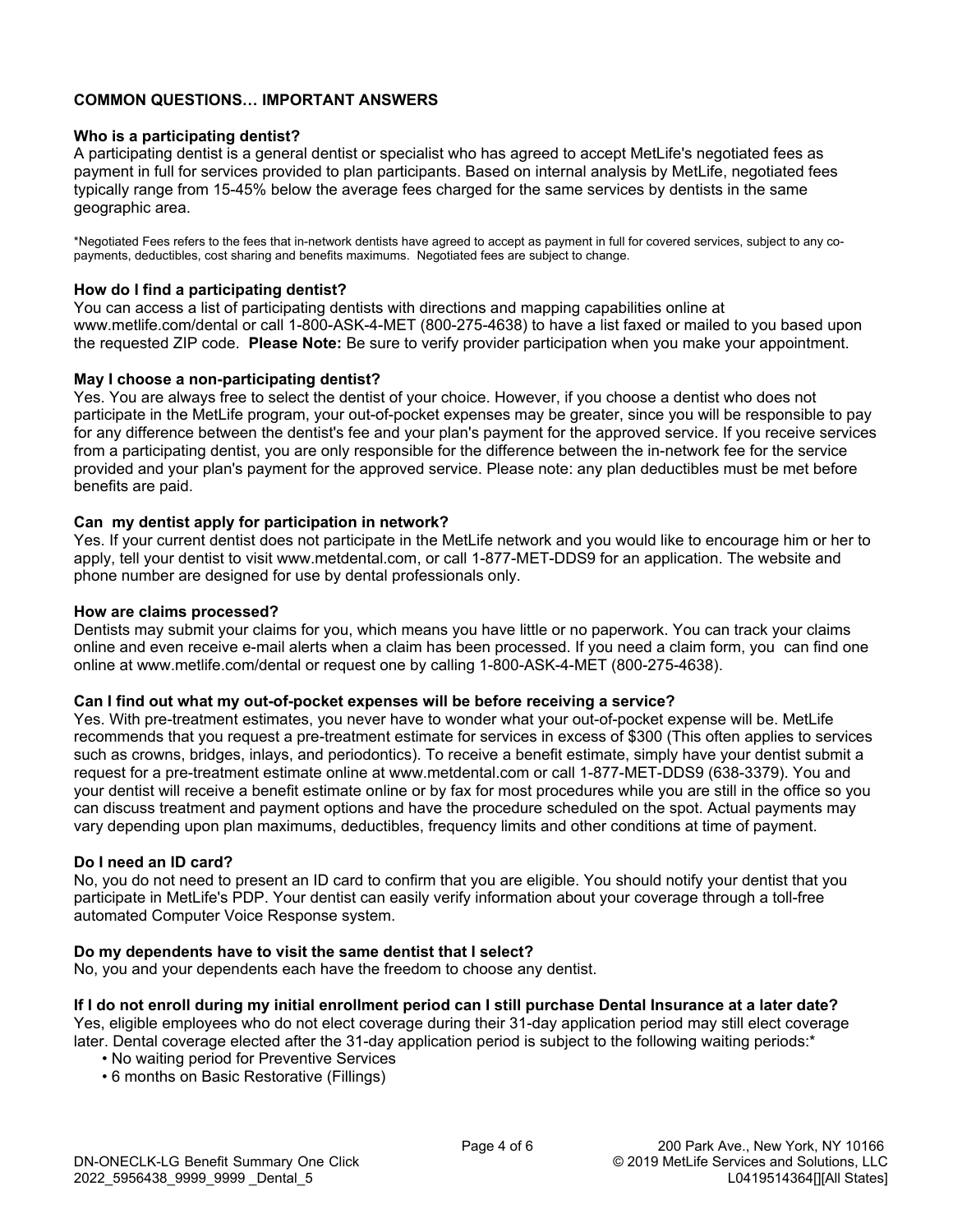## COMMON QUESTIONS… IMPORTANT ANSWERS

**Who is a participating dentist?**
A participating dentist is a general dentist or specialist who has agreed to accept MetLife's negotiated fees as payment in full for services provided to plan participants. Based on internal analysis by MetLife, negotiated fees typically range from 15-45% below the average fees charged for the same services by dentists in the same geographic area.

*Negotiated Fees refers to the fees that in-network dentists have agreed to accept as payment in full for covered services, subject to any co-payments, deductibles, cost sharing and benefits maximums. Negotiated fees are subject to change.

**How do I find a participating dentist?**
You can access a list of participating dentists with directions and mapping capabilities online at www.metlife.com/dental or call 1-800-ASK-4-MET (800-275-4638) to have a list faxed or mailed to you based upon the requested ZIP code. **Please Note:** Be sure to verify provider participation when you make your appointment.

**May I choose a non-participating dentist?**
Yes. You are always free to select the dentist of your choice. However, if you choose a dentist who does not participate in the MetLife program, your out-of-pocket expenses may be greater, since you will be responsible to pay for any difference between the dentist's fee and your plan's payment for the approved service. If you receive services from a participating dentist, you are only responsible for the difference between the in-network fee for the service provided and your plan's payment for the approved service. Please note: any plan deductibles must be met before benefits are paid.

**Can my dentist apply for participation in network?**
Yes. If your current dentist does not participate in the MetLife network and you would like to encourage him or her to apply, tell your dentist to visit www.metdental.com, or call 1-877-MET-DDS9 for an application. The website and phone number are designed for use by dental professionals only.

**How are claims processed?**
Dentists may submit your claims for you, which means you have little or no paperwork. You can track your claims online and even receive e-mail alerts when a claim has been processed. If you need a claim form, you can find one online at www.metlife.com/dental or request one by calling 1-800-ASK-4-MET (800-275-4638).

**Can I find out what my out-of-pocket expenses will be before receiving a service?**
Yes. With pre-treatment estimates, you never have to wonder what your out-of-pocket expense will be. MetLife recommends that you request a pre-treatment estimate for services in excess of $300 (This often applies to services such as crowns, bridges, inlays, and periodontics). To receive a benefit estimate, simply have your dentist submit a request for a pre-treatment estimate online at www.metdental.com or call 1-877-MET-DDS9 (638-3379). You and your dentist will receive a benefit estimate online or by fax for most procedures while you are still in the office so you can discuss treatment and payment options and have the procedure scheduled on the spot. Actual payments may vary depending upon plan maximums, deductibles, frequency limits and other conditions at time of payment.

**Do I need an ID card?**
No, you do not need to present an ID card to confirm that you are eligible. You should notify your dentist that you participate in MetLife's PDP. Your dentist can easily verify information about your coverage through a toll-free automated Computer Voice Response system.

**Do my dependents have to visit the same dentist that I select?**
No, you and your dependents each have the freedom to choose any dentist.

**If I do not enroll during my initial enrollment period can I still purchase Dental Insurance at a later date?**
Yes, eligible employees who do not elect coverage during their 31-day application period may still elect coverage later. Dental coverage elected after the 31-day application period is subject to the following waiting periods:*

- No waiting period for Preventive Services
- 6 months on Basic Restorative (Fillings)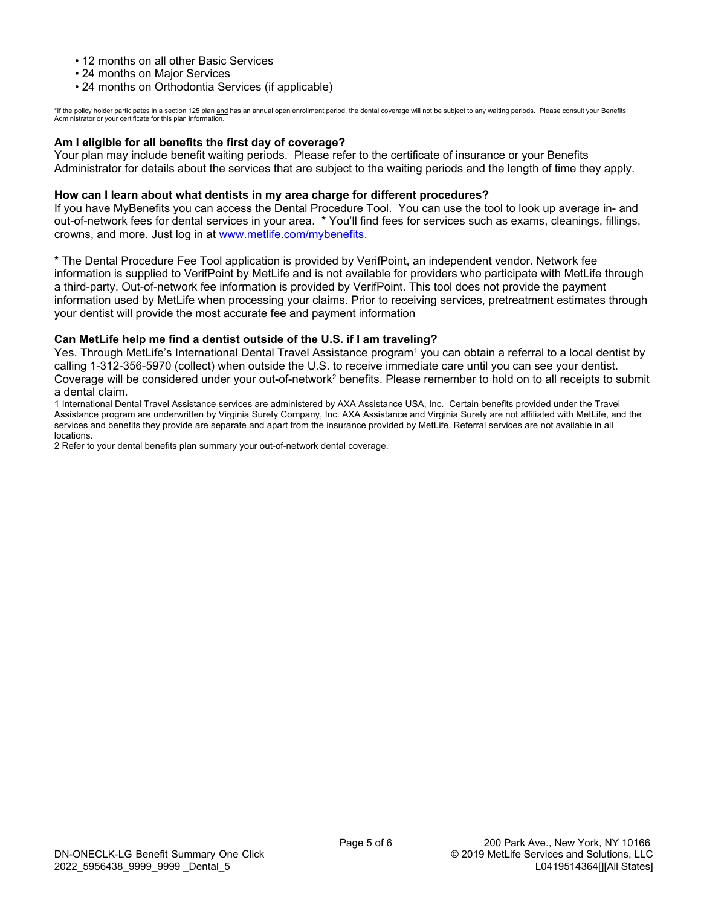- 12 months on all other Basic Services
- 24 months on Major Services
- 24 months on Orthodontia Services (if applicable)

*If the policy holder participates in a section 125 plan and has an annual open enrollment period, the dental coverage will not be subject to any waiting periods. Please consult your Benefits Administrator or your certificate for this plan information.

**Am I eligible for all benefits the first day of coverage?**

Your plan may include benefit waiting periods. Please refer to the certificate of insurance or your Benefits Administrator for details about the services that are subject to the waiting periods and the length of time they apply.

**How can I learn about what dentists in my area charge for different procedures?**

If you have MyBenefits you can access the Dental Procedure Tool. You can use the tool to look up average in- and out-of-network fees for dental services in your area. * You'll find fees for services such as exams, cleanings, fillings, crowns, and more. Just log in at www.metlife.com/mybenefits.

* The Dental Procedure Fee Tool application is provided by VerifPoint, an independent vendor. Network fee information is supplied to VerifPoint by MetLife and is not available for providers who participate with MetLife through a third-party. Out-of-network fee information is provided by VerifPoint. This tool does not provide the payment information used by MetLife when processing your claims. Prior to receiving services, pretreatment estimates through your dentist will provide the most accurate fee and payment information

**Can MetLife help me find a dentist outside of the U.S. if I am traveling?**

Yes. Through MetLife's International Dental Travel Assistance program[1] you can obtain a referral to a local dentist by calling 1-312-356-5970 (collect) when outside the U.S. to receive immediate care until you can see your dentist. Coverage will be considered under your out-of-network[2] benefits. Please remember to hold on to all receipts to submit a dental claim.

1 International Dental Travel Assistance services are administered by AXA Assistance USA, Inc. Certain benefits provided under the Travel Assistance program are underwritten by Virginia Surety Company, Inc. AXA Assistance and Virginia Surety are not affiliated with MetLife, and the services and benefits they provide are separate and apart from the insurance provided by MetLife. Referral services are not available in all locations.

2 Refer to your dental benefits plan summary your out-of-network dental coverage.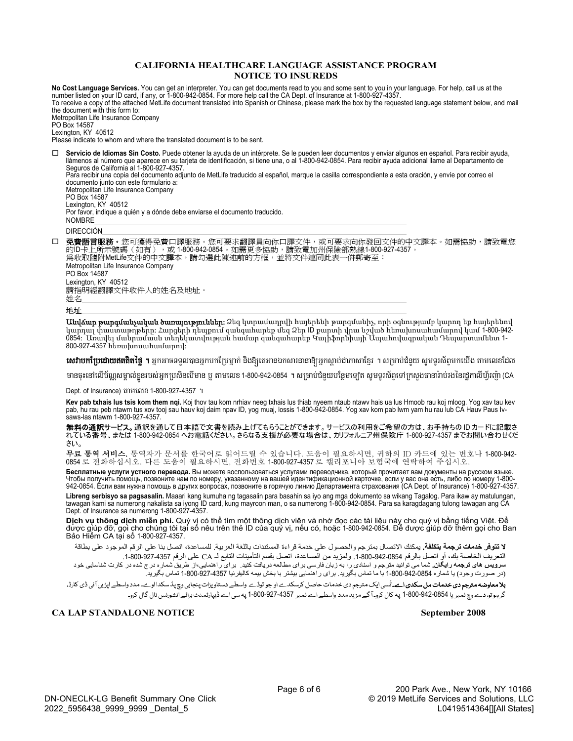## CALIFORNIA HEALTHCARE LANGUAGE ASSISTANCE PROGRAM
## NOTICE TO INSUREDS

**No Cost Language Services.** You can get an interpreter. You can get documents read to you and some sent to you in your language. For help, call us at the number listed on your ID card, if any, or 1-800-942-0854. For more help call the CA Dept. of Insurance at 1-800-927-4357.
To receive a copy of the attached MetLife document translated into Spanish or Chinese, please mark the box by the requested language statement below, and mail the document with this form to:
Metropolitan Life Insurance Company
PO Box 14587
Lexington, KY 40512
Please indicate to whom and where the translated document is to be sent.

☐ **Servicio de Idiomas Sin Costo.** Puede obtener la ayuda de un intérprete. Se le pueden leer documentos y enviar algunos en español. Para recibir ayuda, llámenos al número que aparece en su tarjeta de identificación, si tiene una, o al 1-800-942-0854. Para recibir ayuda adicional llame al Departamento de Seguros de California al 1-800-927-4357.
Para recibir una copia del documento adjunto de MetLife traducido al español, marque la casilla correspondiente a esta oración, y envíe por correo el documento junto con este formulario a:
Metropolitan Life Insurance Company
PO Box 14587
Lexington, KY 40512
Por favor, indique a quién y a dónde debe enviarse el documento traducido.
NOMBRE_______________________________________________
DIRECCIÓN_____________________________________________

☐ **免費語言服務。**您可獲得免費口譯服務。您可要求翻譯員向你口譯文件，或可要求向你發回文件的中文譯本。如需協助，請致電您的ID卡上所示號碼（如有），或 1-800-942-0854。如需更多協助，請致電加州保險部熱線1-800-927-4357。
為收取隨附MetLife文件的中文譯本，請勾選此陳述前的方框，並將文件連同此表一併郵寄至：
Metropolitan Life Insurance Company
PO Box 14587
Lexington, KY 40512
請指明經翻譯文件收件人的姓名及地址。
姓名_______________________________________________
地址_______________________________________________

**Անվճար թարգմանչական ծառայություններ:** Ձեզ կտրամադրվի հայերենի թարգմանիչ, որի օգնությամբ կարող եք հայերենով կարդալ փաստաթղթերը: Հարցերի դեպքում զանգահարեք մեզ Ձեր ID քարտի վրա նշված հեռախոսահամարով կամ 1-800-942-0854: Առավել մանրամասն տեղեկատվության համար զանգահարեք Կալիֆորնիայի Ապահովագրական Դեպարտամենտ 1-800-927-4357 հեռախոսահամարով:

**សេវាបកប្រែដោយឥតគិតថ្លៃ ។** អ្នកអាចទទួលបានអ្នកបកប្រែម្នាក់ និងឱ្យគេអានឯកសារនានាឱ្យអ្នកស្តាប់ជាភាសាខ្មែរ ។ សម្រាប់ជំនួយ សូមទូរស័ព្ទមកយើង តាមលេខដែលមានចុះនៅលើប័ណ្ណសម្គាល់ខ្លួនរបស់អ្នកប្រសិនបើមាន ឬ តាមលេខ 1-800-942-0854 ។ សម្រាប់ជំនួយបន្ថែមទៀត សូមទូរស័ព្ទទៅក្រសួងធានារ៉ាប់រងនៃរដ្ឋកាលីហ្វ័រញ៉ា (CA Dept. of Insurance) តាមលេខ 1-800-927-4357 ។

**Kev pab txhais lus tsis kom them nqi.** Koj thov tau kom nrhiav neeg txhais lus thiab nyeem ntaub ntawv hais ua lus Hmoob rau koj mloog. Yog xav tau kev pab, hu rau peb ntawm tus xov tooj sau hauv koj daim npav ID, yog muaj, lossis 1-800-942-0854. Yog xav kom pab lwm yam hu rau lub CA Hauv Paus Iv-saws-las ntawm 1-800-927-4357.

**無料の通訳サービス。**通訳を通して日本語で文書を読み上げてもらうことができます。サービスの利用をご希望の方は、お手持ちの ID カードに記載されている番号、または 1-800-942-0854 へお電話ください。さらなる支援が必要な場合は、カリフォルニア州保険庁 1-800-927-4357 までお問い合わせください。

**무료 통역 서비스.** 통역자가 문서를 한국어로 읽어드릴 수 있습니다. 도움이 필요하시면, 귀하의 ID 카드에 있는 번호나 1-800-942-0854 로 전화하십시오. 다른 도움이 필요하시면, 전화번호 1-800-927-4357 로 캘리포니아 보험국에 연락하여 주십시오.

**Бесплатные услуги устного перевода.** Вы можете воспользоваться услугами переводчика, который прочитает вам документы на русском языке. Чтобы получить помощь, позвоните нам по номеру, указанному на вашей идентификационной карточке, если у вас она есть, либо по номеру 1-800-942-0854. Если вам нужна помощь в других вопросах, позвоните в горячую линию Департамента страхования (CA Dept. of Insurance) 1-800-927-4357.

**Libreng serbisyo sa pagsasalin.** Maaari kang kumuha ng tagasalin para basahin sa iyo ang mga dokumento sa wikang Tagalog. Para ikaw ay matulungan, tawagan kami sa numerong nakalista sa iyong ID card, kung mayroon man, o sa numerong 1-800-942-0854. Para sa karagdagang tulong tawagan ang CA Dept. of Insurance sa numerong 1-800-927-4357.

**Dịch vụ thông dịch miễn phí.** Quý vị có thể tìm một thông dịch viên và nhờ đọc các tài liệu này cho quý vị bằng tiếng Việt. Để được giúp đỡ, gọi cho chúng tôi tại số nêu trên thẻ ID của quý vị, nếu có, hoặc 1-800-942-0854. Để được giúp đỡ thêm gọi cho Ban Bảo Hiểm CA tại số 1-800-927-4357.

**لا تتوفر خدمات ترجمة بتكلفة.** يمكنك الاتصال بمترجم والحصول على خدمة قراءة المستندات باللغة العربية. للمساعدة، اتصل بنا على الرقم الموجود على بطاقة التعريف الخاصة بك، أو اتصل بالرقم 0854-942-800-1. ولمزيد من المساعدة، اتصل بقسم التأمينات التابع لـ CA على الرقم 4357-927-800-1.

**سرویس های ترجمه رایگان.** شما می توانید مترجم و اسنادی را به زبان فارسی برای مطالعه دریافت کنید. برای راهنمایی،از طریق شماره درج شده در کارت شناسایی خود (در صورت وجود) یا شماره 0854-942-800-1 با ما تماس بگیرید. برای راهنمایی بیشتر با بخش بیمه کالیفرنیا 4357-927-800-1 تماس بگیرید.

**بلا معاوضہ مترجم دی خدمات مل سکدی اے۔** تُسی ایک مترجم دی خدمات حاصل کرسکدے او جو توڈے واسطے دستاویزات پنجابی وچ پڑ سکدا اوے۔ مدد واسطے اپڑیں آئی ڈی کارڈ، گر ہو تو، دے وچ نمبر یا 0854-942-800-1 پہ کال کرو۔ آگے مزید مدد واسطے اے نمبر 4357-927-800-1 پہ سی اے ڈیپارٹمنٹ برائے انشورنس نال گال کرو۔

**CA LAP STANDALONE NOTICE** **September 2008**

DN-ONECLK-LG Benefit Summary One Click
2022_5956438_9999_9999 _Dental_5

200 Park Ave., New York, NY 10166
© 2019 MetLife Services and Solutions, LLC
L0419514364[][All States]